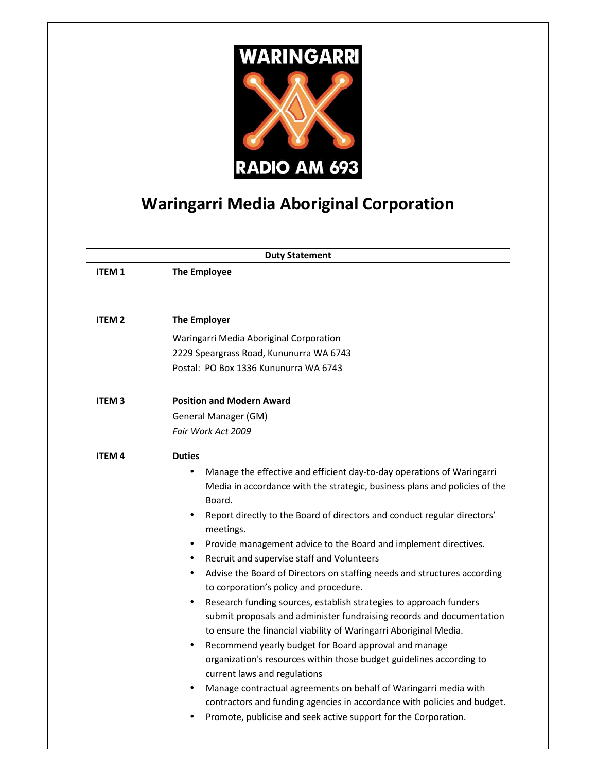WARINGARRI

RADIO AM 693

# Waringarri Media Aboriginal Corporation

**Duty Statement**

**ITEM 1** **The Employee**

**ITEM 2** **The Employer**

Waringarri Media Aboriginal Corporation
2229 Speargrass Road, Kununurra WA 6743
Postal: PO Box 1336 Kununurra WA 6743

**ITEM 3** **Position and Modern Award**

General Manager (GM)
*Fair Work Act 2009*

**ITEM 4** **Duties**

- Manage the effective and efficient day-to-day operations of Waringarri Media in accordance with the strategic, business plans and policies of the Board.
- Report directly to the Board of directors and conduct regular directors' meetings.
- Provide management advice to the Board and implement directives.
- Recruit and supervise staff and Volunteers
- Advise the Board of Directors on staffing needs and structures according to corporation's policy and procedure.
- Research funding sources, establish strategies to approach funders submit proposals and administer fundraising records and documentation to ensure the financial viability of Waringarri Aboriginal Media.
- Recommend yearly budget for Board approval and manage organization's resources within those budget guidelines according to current laws and regulations
- Manage contractual agreements on behalf of Waringarri media with contractors and funding agencies in accordance with policies and budget.
- Promote, publicise and seek active support for the Corporation.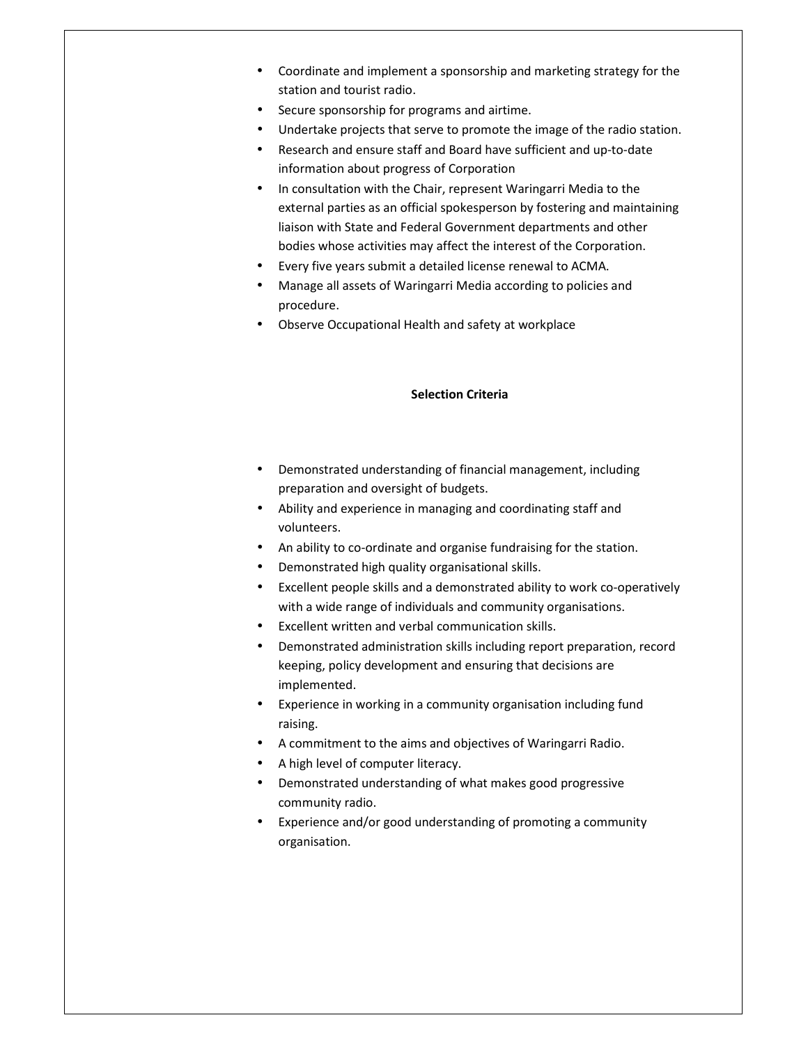- Coordinate and implement a sponsorship and marketing strategy for the station and tourist radio.
- Secure sponsorship for programs and airtime.
- Undertake projects that serve to promote the image of the radio station.
- Research and ensure staff and Board have sufficient and up-to-date information about progress of Corporation
- In consultation with the Chair, represent Waringarri Media to the external parties as an official spokesperson by fostering and maintaining liaison with State and Federal Government departments and other bodies whose activities may affect the interest of the Corporation.
- Every five years submit a detailed license renewal to ACMA.
- Manage all assets of Waringarri Media according to policies and procedure.
- Observe Occupational Health and safety at workplace

**Selection Criteria**

- Demonstrated understanding of financial management, including preparation and oversight of budgets.
- Ability and experience in managing and coordinating staff and volunteers.
- An ability to co-ordinate and organise fundraising for the station.
- Demonstrated high quality organisational skills.
- Excellent people skills and a demonstrated ability to work co-operatively with a wide range of individuals and community organisations.
- Excellent written and verbal communication skills.
- Demonstrated administration skills including report preparation, record keeping, policy development and ensuring that decisions are implemented.
- Experience in working in a community organisation including fund raising.
- A commitment to the aims and objectives of Waringarri Radio.
- A high level of computer literacy.
- Demonstrated understanding of what makes good progressive community radio.
- Experience and/or good understanding of promoting a community organisation.